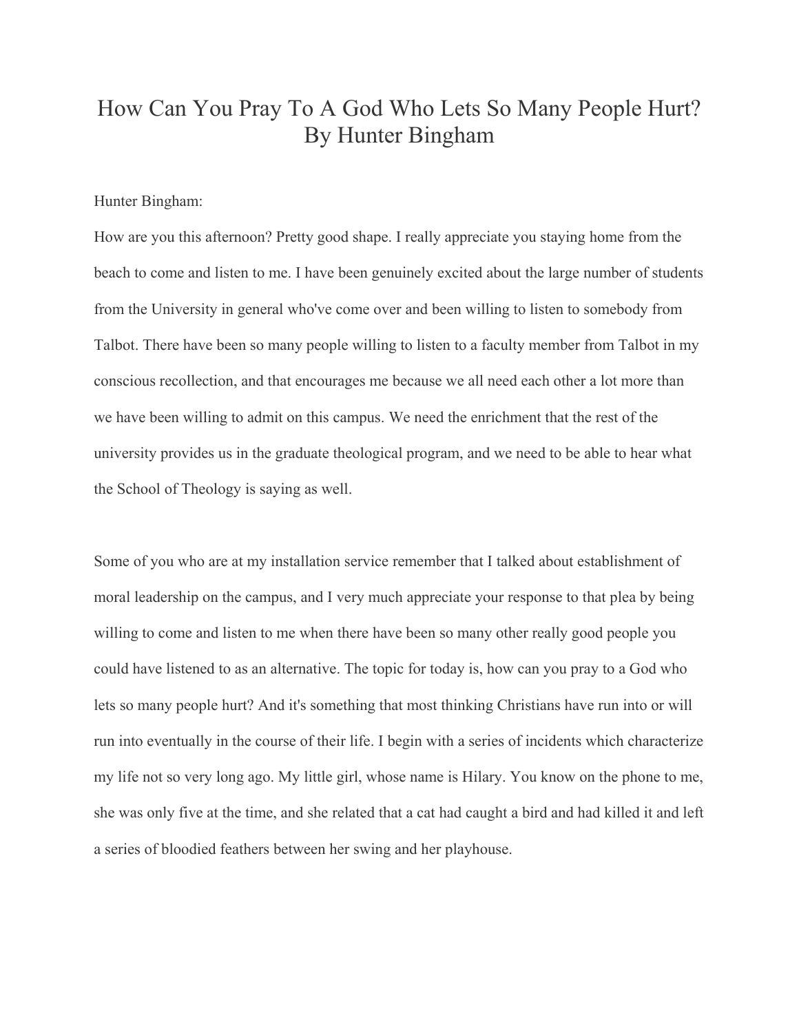# How Can You Pray To A God Who Lets So Many People Hurt? By Hunter Bingham

Hunter Bingham:

How are you this afternoon? Pretty good shape. I really appreciate you staying home from the beach to come and listen to me. I have been genuinely excited about the large number of students from the University in general who've come over and been willing to listen to somebody from Talbot. There have been so many people willing to listen to a faculty member from Talbot in my conscious recollection, and that encourages me because we all need each other a lot more than we have been willing to admit on this campus. We need the enrichment that the rest of the university provides us in the graduate theological program, and we need to be able to hear what the School of Theology is saying as well.

Some of you who are at my installation service remember that I talked about establishment of moral leadership on the campus, and I very much appreciate your response to that plea by being willing to come and listen to me when there have been so many other really good people you could have listened to as an alternative. The topic for today is, how can you pray to a God who lets so many people hurt? And it's something that most thinking Christians have run into or will run into eventually in the course of their life. I begin with a series of incidents which characterize my life not so very long ago. My little girl, whose name is Hilary. You know on the phone to me, she was only five at the time, and she related that a cat had caught a bird and had killed it and left a series of bloodied feathers between her swing and her playhouse.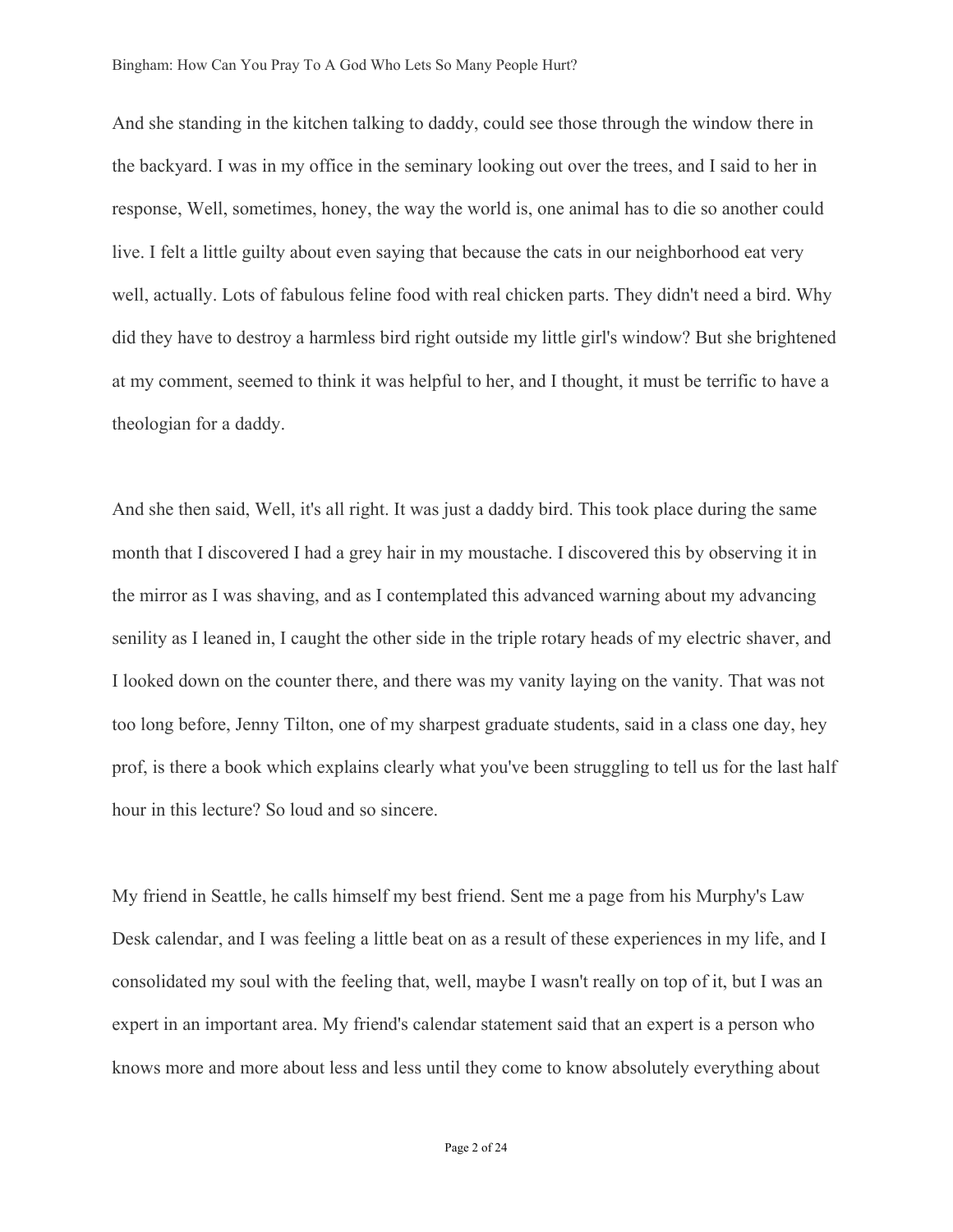And she standing in the kitchen talking to daddy, could see those through the window there in the backyard. I was in my office in the seminary looking out over the trees, and I said to her in response, Well, sometimes, honey, the way the world is, one animal has to die so another could live. I felt a little guilty about even saying that because the cats in our neighborhood eat very well, actually. Lots of fabulous feline food with real chicken parts. They didn't need a bird. Why did they have to destroy a harmless bird right outside my little girl's window? But she brightened at my comment, seemed to think it was helpful to her, and I thought, it must be terrific to have a theologian for a daddy.

And she then said, Well, it's all right. It was just a daddy bird. This took place during the same month that I discovered I had a grey hair in my moustache. I discovered this by observing it in the mirror as I was shaving, and as I contemplated this advanced warning about my advancing senility as I leaned in, I caught the other side in the triple rotary heads of my electric shaver, and I looked down on the counter there, and there was my vanity laying on the vanity. That was not too long before, Jenny Tilton, one of my sharpest graduate students, said in a class one day, hey prof, is there a book which explains clearly what you've been struggling to tell us for the last half hour in this lecture? So loud and so sincere.

My friend in Seattle, he calls himself my best friend. Sent me a page from his Murphy's Law Desk calendar, and I was feeling a little beat on as a result of these experiences in my life, and I consolidated my soul with the feeling that, well, maybe I wasn't really on top of it, but I was an expert in an important area. My friend's calendar statement said that an expert is a person who knows more and more about less and less until they come to know absolutely everything about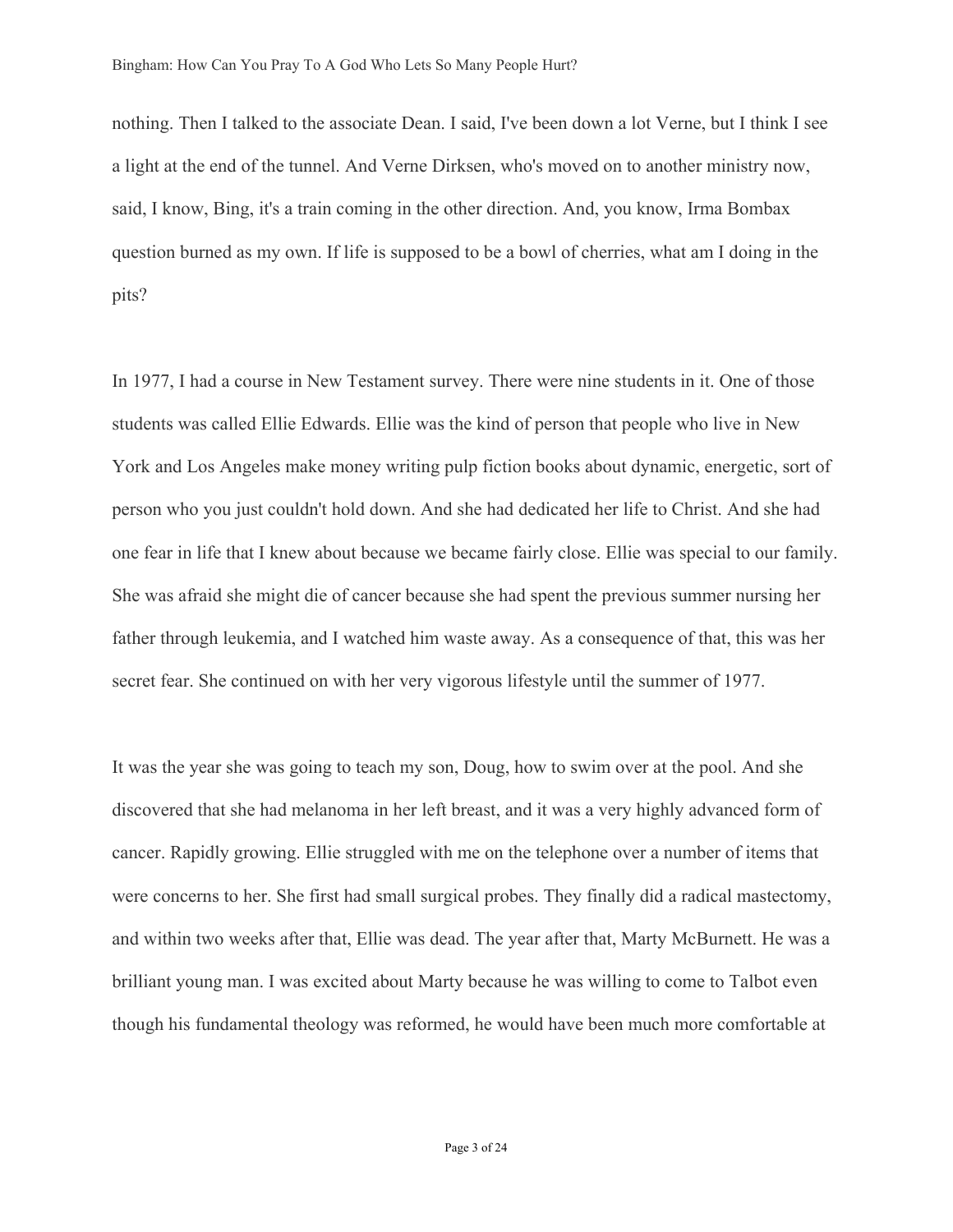nothing. Then I talked to the associate Dean. I said, I've been down a lot Verne, but I think I see a light at the end of the tunnel. And Verne Dirksen, who's moved on to another ministry now, said, I know, Bing, it's a train coming in the other direction. And, you know, Irma Bombax question burned as my own. If life is supposed to be a bowl of cherries, what am I doing in the pits?

In 1977, I had a course in New Testament survey. There were nine students in it. One of those students was called Ellie Edwards. Ellie was the kind of person that people who live in New York and Los Angeles make money writing pulp fiction books about dynamic, energetic, sort of person who you just couldn't hold down. And she had dedicated her life to Christ. And she had one fear in life that I knew about because we became fairly close. Ellie was special to our family. She was afraid she might die of cancer because she had spent the previous summer nursing her father through leukemia, and I watched him waste away. As a consequence of that, this was her secret fear. She continued on with her very vigorous lifestyle until the summer of 1977.

It was the year she was going to teach my son, Doug, how to swim over at the pool. And she discovered that she had melanoma in her left breast, and it was a very highly advanced form of cancer. Rapidly growing. Ellie struggled with me on the telephone over a number of items that were concerns to her. She first had small surgical probes. They finally did a radical mastectomy, and within two weeks after that, Ellie was dead. The year after that, Marty McBurnett. He was a brilliant young man. I was excited about Marty because he was willing to come to Talbot even though his fundamental theology was reformed, he would have been much more comfortable at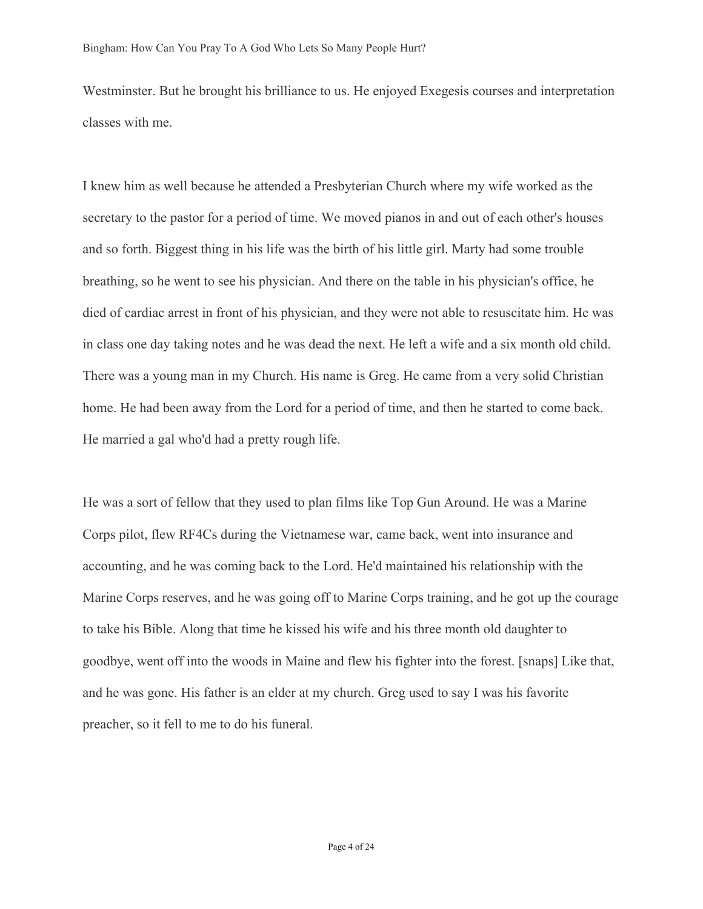Westminster. But he brought his brilliance to us. He enjoyed Exegesis courses and interpretation classes with me.

I knew him as well because he attended a Presbyterian Church where my wife worked as the secretary to the pastor for a period of time. We moved pianos in and out of each other's houses and so forth. Biggest thing in his life was the birth of his little girl. Marty had some trouble breathing, so he went to see his physician. And there on the table in his physician's office, he died of cardiac arrest in front of his physician, and they were not able to resuscitate him. He was in class one day taking notes and he was dead the next. He left a wife and a six month old child. There was a young man in my Church. His name is Greg. He came from a very solid Christian home. He had been away from the Lord for a period of time, and then he started to come back. He married a gal who'd had a pretty rough life.

He was a sort of fellow that they used to plan films like Top Gun Around. He was a Marine Corps pilot, flew RF4Cs during the Vietnamese war, came back, went into insurance and accounting, and he was coming back to the Lord. He'd maintained his relationship with the Marine Corps reserves, and he was going off to Marine Corps training, and he got up the courage to take his Bible. Along that time he kissed his wife and his three month old daughter to goodbye, went off into the woods in Maine and flew his fighter into the forest. [snaps] Like that, and he was gone. His father is an elder at my church. Greg used to say I was his favorite preacher, so it fell to me to do his funeral.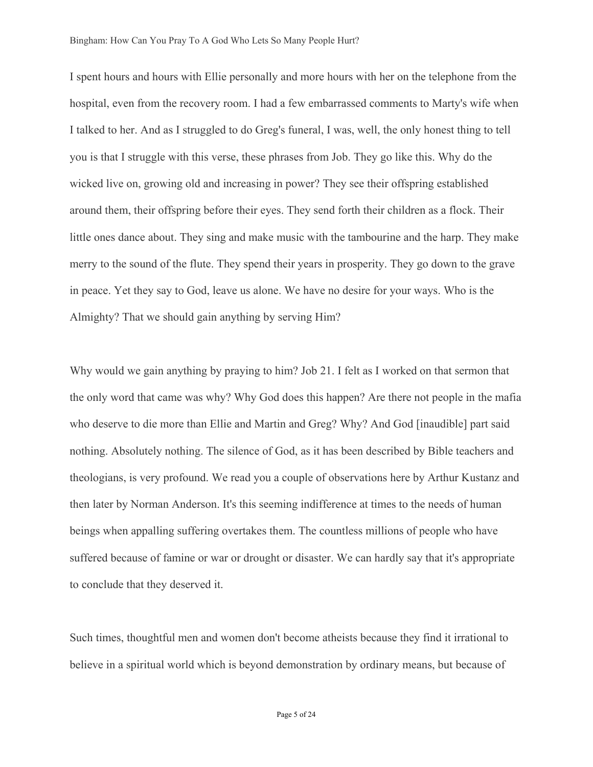I spent hours and hours with Ellie personally and more hours with her on the telephone from the hospital, even from the recovery room. I had a few embarrassed comments to Marty's wife when I talked to her. And as I struggled to do Greg's funeral, I was, well, the only honest thing to tell you is that I struggle with this verse, these phrases from Job. They go like this. Why do the wicked live on, growing old and increasing in power? They see their offspring established around them, their offspring before their eyes. They send forth their children as a flock. Their little ones dance about. They sing and make music with the tambourine and the harp. They make merry to the sound of the flute. They spend their years in prosperity. They go down to the grave in peace. Yet they say to God, leave us alone. We have no desire for your ways. Who is the Almighty? That we should gain anything by serving Him?

Why would we gain anything by praying to him? Job 21. I felt as I worked on that sermon that the only word that came was why? Why God does this happen? Are there not people in the mafia who deserve to die more than Ellie and Martin and Greg? Why? And God [inaudible] part said nothing. Absolutely nothing. The silence of God, as it has been described by Bible teachers and theologians, is very profound. We read you a couple of observations here by Arthur Kustanz and then later by Norman Anderson. It's this seeming indifference at times to the needs of human beings when appalling suffering overtakes them. The countless millions of people who have suffered because of famine or war or drought or disaster. We can hardly say that it's appropriate to conclude that they deserved it.

Such times, thoughtful men and women don't become atheists because they find it irrational to believe in a spiritual world which is beyond demonstration by ordinary means, but because of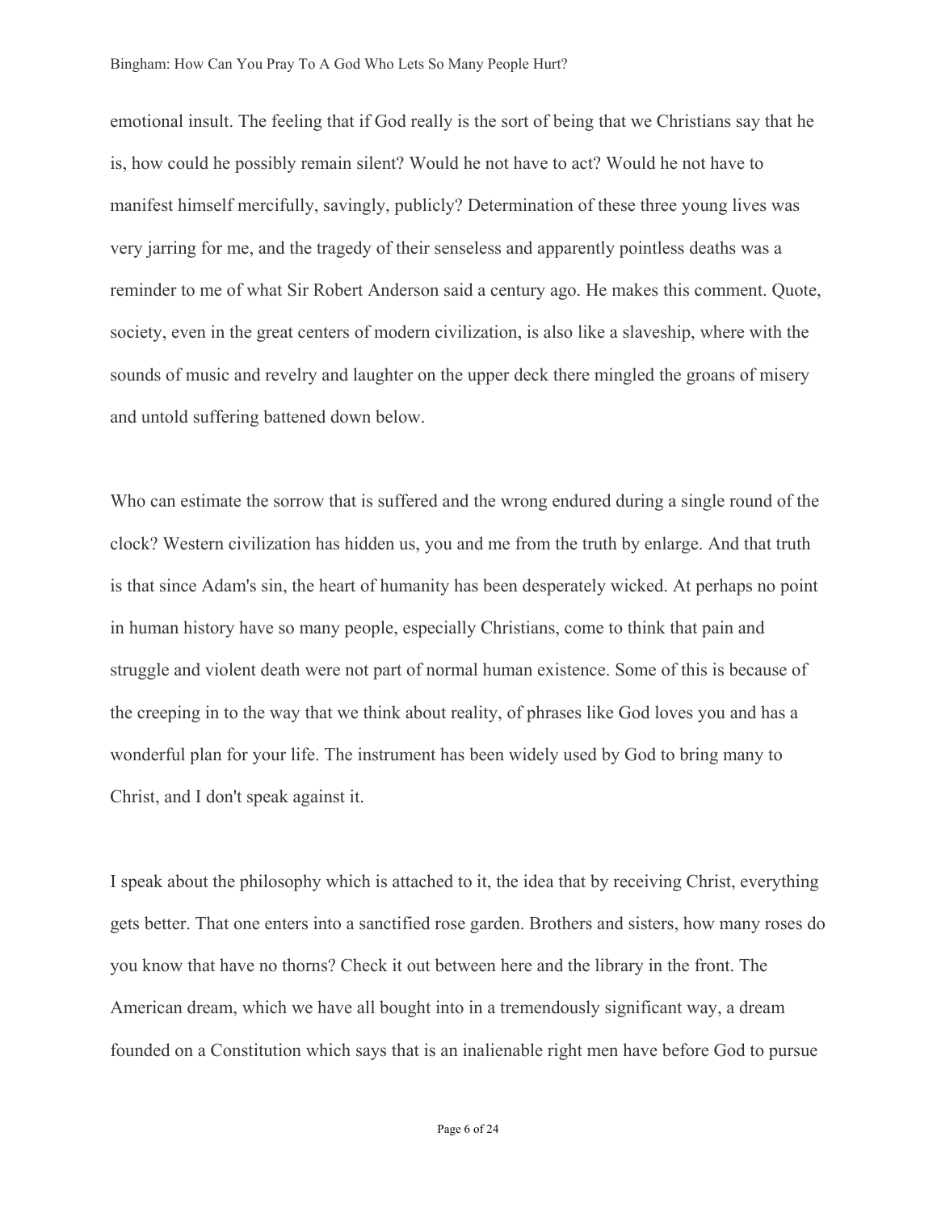emotional insult. The feeling that if God really is the sort of being that we Christians say that he is, how could he possibly remain silent? Would he not have to act? Would he not have to manifest himself mercifully, savingly, publicly? Determination of these three young lives was very jarring for me, and the tragedy of their senseless and apparently pointless deaths was a reminder to me of what Sir Robert Anderson said a century ago. He makes this comment. Quote, society, even in the great centers of modern civilization, is also like a slaveship, where with the sounds of music and revelry and laughter on the upper deck there mingled the groans of misery and untold suffering battened down below.

Who can estimate the sorrow that is suffered and the wrong endured during a single round of the clock? Western civilization has hidden us, you and me from the truth by enlarge. And that truth is that since Adam's sin, the heart of humanity has been desperately wicked. At perhaps no point in human history have so many people, especially Christians, come to think that pain and struggle and violent death were not part of normal human existence. Some of this is because of the creeping in to the way that we think about reality, of phrases like God loves you and has a wonderful plan for your life. The instrument has been widely used by God to bring many to Christ, and I don't speak against it.

I speak about the philosophy which is attached to it, the idea that by receiving Christ, everything gets better. That one enters into a sanctified rose garden. Brothers and sisters, how many roses do you know that have no thorns? Check it out between here and the library in the front. The American dream, which we have all bought into in a tremendously significant way, a dream founded on a Constitution which says that is an inalienable right men have before God to pursue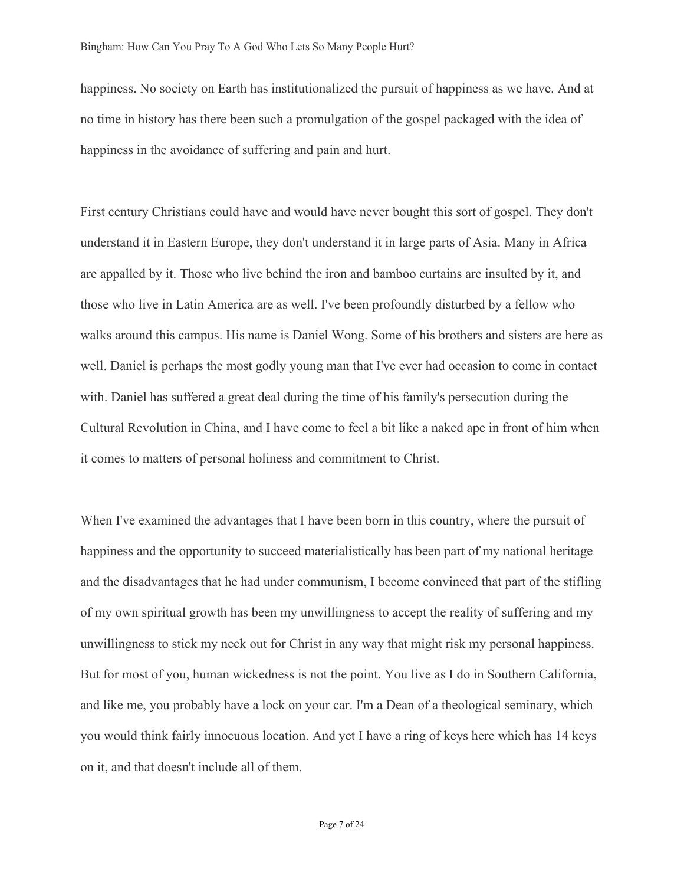happiness. No society on Earth has institutionalized the pursuit of happiness as we have. And at no time in history has there been such a promulgation of the gospel packaged with the idea of happiness in the avoidance of suffering and pain and hurt.

First century Christians could have and would have never bought this sort of gospel. They don't understand it in Eastern Europe, they don't understand it in large parts of Asia. Many in Africa are appalled by it. Those who live behind the iron and bamboo curtains are insulted by it, and those who live in Latin America are as well. I've been profoundly disturbed by a fellow who walks around this campus. His name is Daniel Wong. Some of his brothers and sisters are here as well. Daniel is perhaps the most godly young man that I've ever had occasion to come in contact with. Daniel has suffered a great deal during the time of his family's persecution during the Cultural Revolution in China, and I have come to feel a bit like a naked ape in front of him when it comes to matters of personal holiness and commitment to Christ.

When I've examined the advantages that I have been born in this country, where the pursuit of happiness and the opportunity to succeed materialistically has been part of my national heritage and the disadvantages that he had under communism, I become convinced that part of the stifling of my own spiritual growth has been my unwillingness to accept the reality of suffering and my unwillingness to stick my neck out for Christ in any way that might risk my personal happiness. But for most of you, human wickedness is not the point. You live as I do in Southern California, and like me, you probably have a lock on your car. I'm a Dean of a theological seminary, which you would think fairly innocuous location. And yet I have a ring of keys here which has 14 keys on it, and that doesn't include all of them.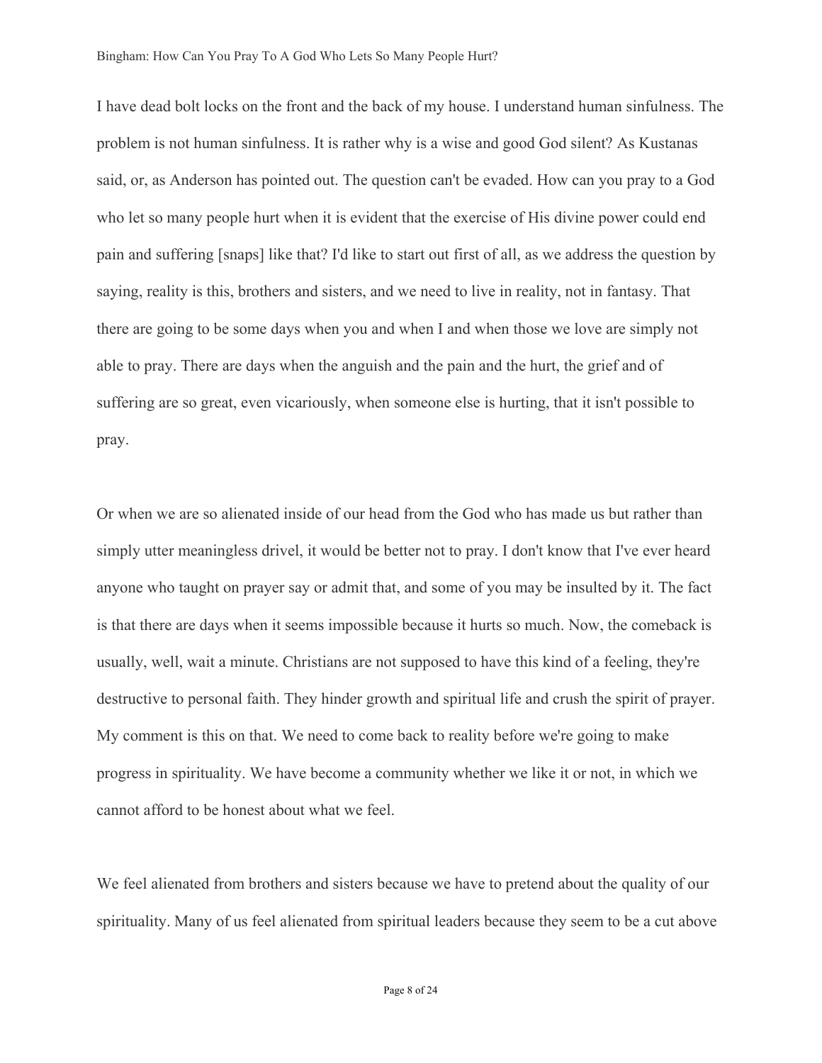I have dead bolt locks on the front and the back of my house. I understand human sinfulness. The problem is not human sinfulness. It is rather why is a wise and good God silent? As Kustanas said, or, as Anderson has pointed out. The question can't be evaded. How can you pray to a God who let so many people hurt when it is evident that the exercise of His divine power could end pain and suffering [snaps] like that? I'd like to start out first of all, as we address the question by saying, reality is this, brothers and sisters, and we need to live in reality, not in fantasy. That there are going to be some days when you and when I and when those we love are simply not able to pray. There are days when the anguish and the pain and the hurt, the grief and of suffering are so great, even vicariously, when someone else is hurting, that it isn't possible to pray.

Or when we are so alienated inside of our head from the God who has made us but rather than simply utter meaningless drivel, it would be better not to pray. I don't know that I've ever heard anyone who taught on prayer say or admit that, and some of you may be insulted by it. The fact is that there are days when it seems impossible because it hurts so much. Now, the comeback is usually, well, wait a minute. Christians are not supposed to have this kind of a feeling, they're destructive to personal faith. They hinder growth and spiritual life and crush the spirit of prayer. My comment is this on that. We need to come back to reality before we're going to make progress in spirituality. We have become a community whether we like it or not, in which we cannot afford to be honest about what we feel.

We feel alienated from brothers and sisters because we have to pretend about the quality of our spirituality. Many of us feel alienated from spiritual leaders because they seem to be a cut above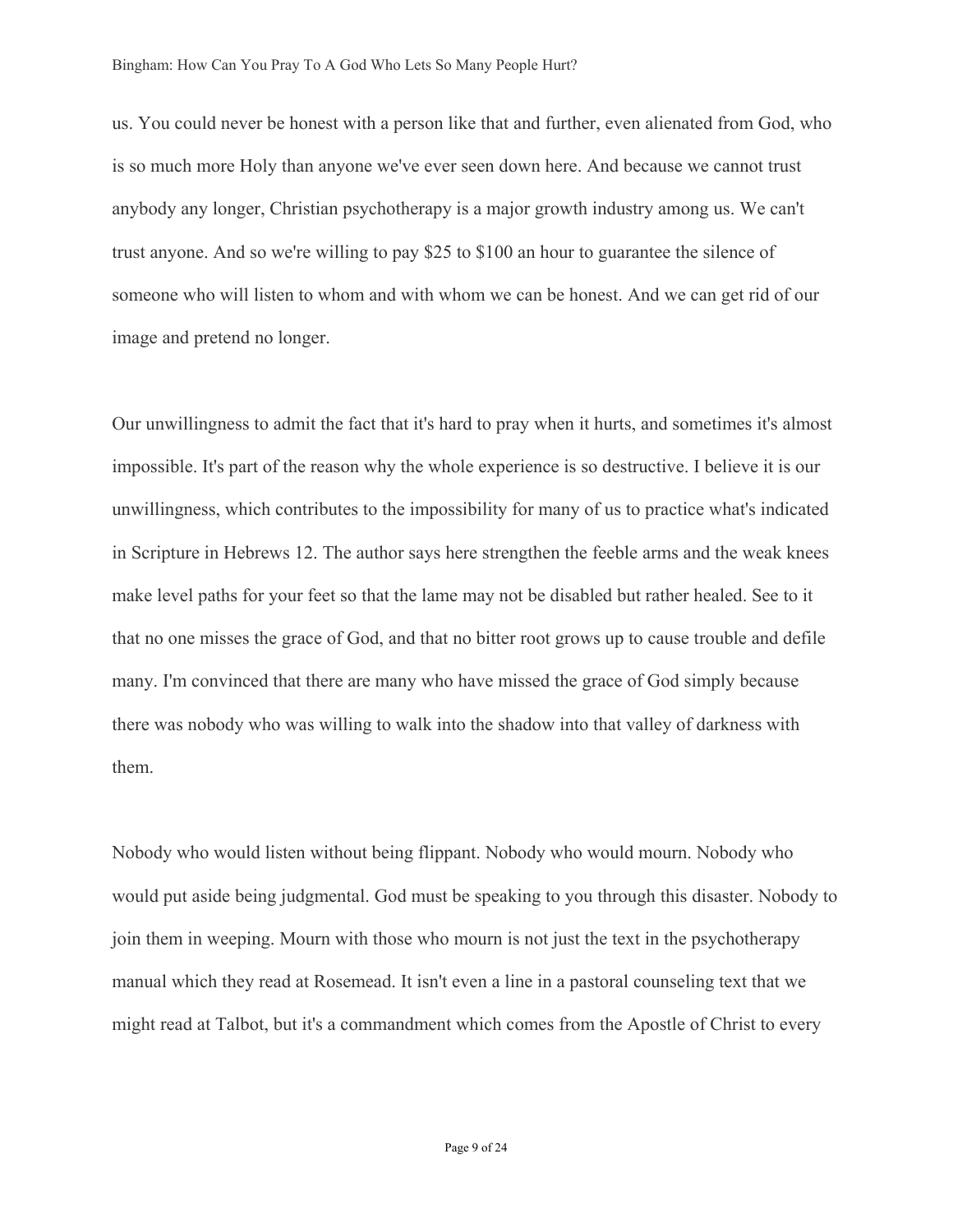us. You could never be honest with a person like that and further, even alienated from God, who is so much more Holy than anyone we've ever seen down here. And because we cannot trust anybody any longer, Christian psychotherapy is a major growth industry among us. We can't trust anyone. And so we're willing to pay $25 to $100 an hour to guarantee the silence of someone who will listen to whom and with whom we can be honest. And we can get rid of our image and pretend no longer.

Our unwillingness to admit the fact that it's hard to pray when it hurts, and sometimes it's almost impossible. It's part of the reason why the whole experience is so destructive. I believe it is our unwillingness, which contributes to the impossibility for many of us to practice what's indicated in Scripture in Hebrews 12. The author says here strengthen the feeble arms and the weak knees make level paths for your feet so that the lame may not be disabled but rather healed. See to it that no one misses the grace of God, and that no bitter root grows up to cause trouble and defile many. I'm convinced that there are many who have missed the grace of God simply because there was nobody who was willing to walk into the shadow into that valley of darkness with them.

Nobody who would listen without being flippant. Nobody who would mourn. Nobody who would put aside being judgmental. God must be speaking to you through this disaster. Nobody to join them in weeping. Mourn with those who mourn is not just the text in the psychotherapy manual which they read at Rosemead. It isn't even a line in a pastoral counseling text that we might read at Talbot, but it's a commandment which comes from the Apostle of Christ to every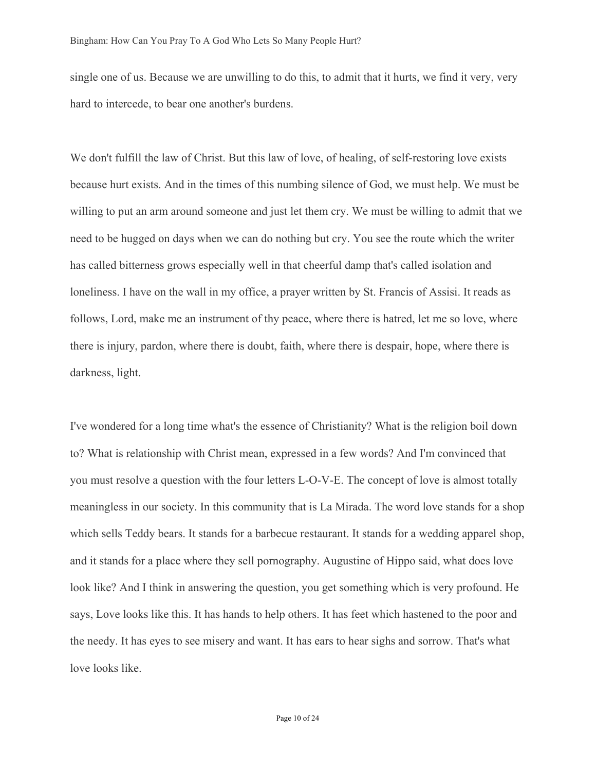single one of us. Because we are unwilling to do this, to admit that it hurts, we find it very, very hard to intercede, to bear one another's burdens.

We don't fulfill the law of Christ. But this law of love, of healing, of self-restoring love exists because hurt exists. And in the times of this numbing silence of God, we must help. We must be willing to put an arm around someone and just let them cry. We must be willing to admit that we need to be hugged on days when we can do nothing but cry. You see the route which the writer has called bitterness grows especially well in that cheerful damp that's called isolation and loneliness. I have on the wall in my office, a prayer written by St. Francis of Assisi. It reads as follows, Lord, make me an instrument of thy peace, where there is hatred, let me so love, where there is injury, pardon, where there is doubt, faith, where there is despair, hope, where there is darkness, light.

I've wondered for a long time what's the essence of Christianity? What is the religion boil down to? What is relationship with Christ mean, expressed in a few words? And I'm convinced that you must resolve a question with the four letters L-O-V-E. The concept of love is almost totally meaningless in our society. In this community that is La Mirada. The word love stands for a shop which sells Teddy bears. It stands for a barbecue restaurant. It stands for a wedding apparel shop, and it stands for a place where they sell pornography. Augustine of Hippo said, what does love look like? And I think in answering the question, you get something which is very profound. He says, Love looks like this. It has hands to help others. It has feet which hastened to the poor and the needy. It has eyes to see misery and want. It has ears to hear sighs and sorrow. That's what love looks like.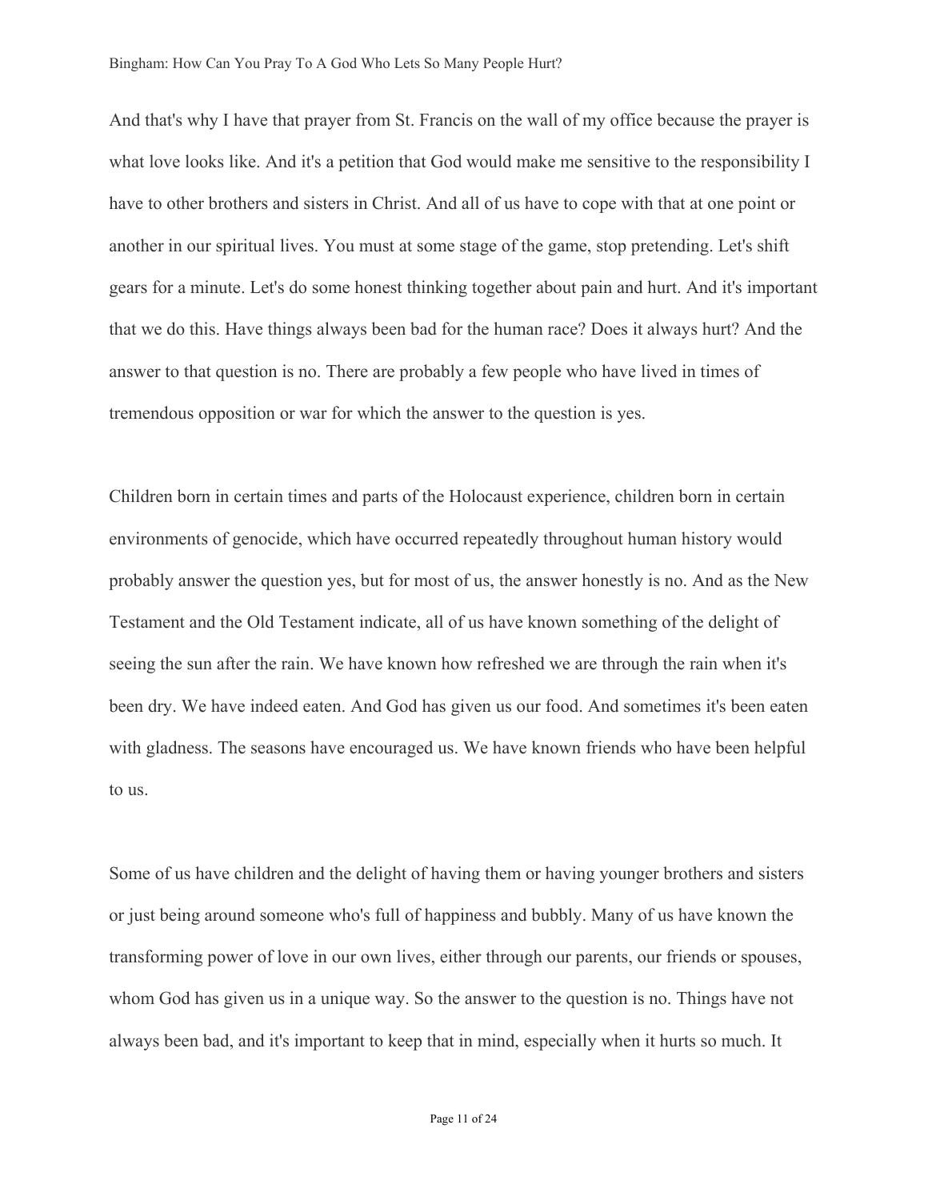And that's why I have that prayer from St. Francis on the wall of my office because the prayer is what love looks like. And it's a petition that God would make me sensitive to the responsibility I have to other brothers and sisters in Christ. And all of us have to cope with that at one point or another in our spiritual lives. You must at some stage of the game, stop pretending. Let's shift gears for a minute. Let's do some honest thinking together about pain and hurt. And it's important that we do this. Have things always been bad for the human race? Does it always hurt? And the answer to that question is no. There are probably a few people who have lived in times of tremendous opposition or war for which the answer to the question is yes.

Children born in certain times and parts of the Holocaust experience, children born in certain environments of genocide, which have occurred repeatedly throughout human history would probably answer the question yes, but for most of us, the answer honestly is no. And as the New Testament and the Old Testament indicate, all of us have known something of the delight of seeing the sun after the rain. We have known how refreshed we are through the rain when it's been dry. We have indeed eaten. And God has given us our food. And sometimes it's been eaten with gladness. The seasons have encouraged us. We have known friends who have been helpful to us.

Some of us have children and the delight of having them or having younger brothers and sisters or just being around someone who's full of happiness and bubbly. Many of us have known the transforming power of love in our own lives, either through our parents, our friends or spouses, whom God has given us in a unique way. So the answer to the question is no. Things have not always been bad, and it's important to keep that in mind, especially when it hurts so much. It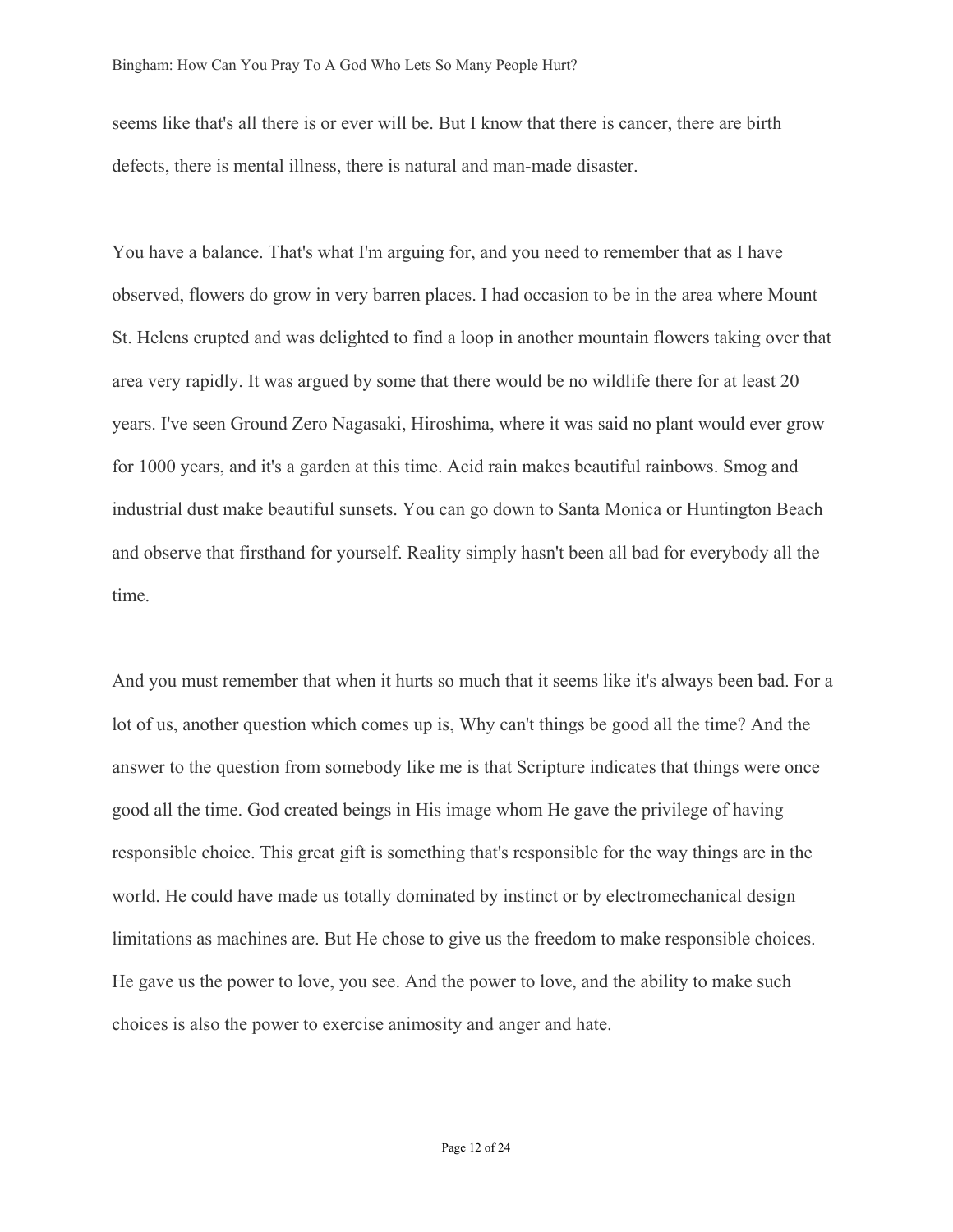seems like that's all there is or ever will be. But I know that there is cancer, there are birth defects, there is mental illness, there is natural and man-made disaster.

You have a balance. That's what I'm arguing for, and you need to remember that as I have observed, flowers do grow in very barren places. I had occasion to be in the area where Mount St. Helens erupted and was delighted to find a loop in another mountain flowers taking over that area very rapidly. It was argued by some that there would be no wildlife there for at least 20 years. I've seen Ground Zero Nagasaki, Hiroshima, where it was said no plant would ever grow for 1000 years, and it's a garden at this time. Acid rain makes beautiful rainbows. Smog and industrial dust make beautiful sunsets. You can go down to Santa Monica or Huntington Beach and observe that firsthand for yourself. Reality simply hasn't been all bad for everybody all the time.

And you must remember that when it hurts so much that it seems like it's always been bad. For a lot of us, another question which comes up is, Why can't things be good all the time? And the answer to the question from somebody like me is that Scripture indicates that things were once good all the time. God created beings in His image whom He gave the privilege of having responsible choice. This great gift is something that's responsible for the way things are in the world. He could have made us totally dominated by instinct or by electromechanical design limitations as machines are. But He chose to give us the freedom to make responsible choices. He gave us the power to love, you see. And the power to love, and the ability to make such choices is also the power to exercise animosity and anger and hate.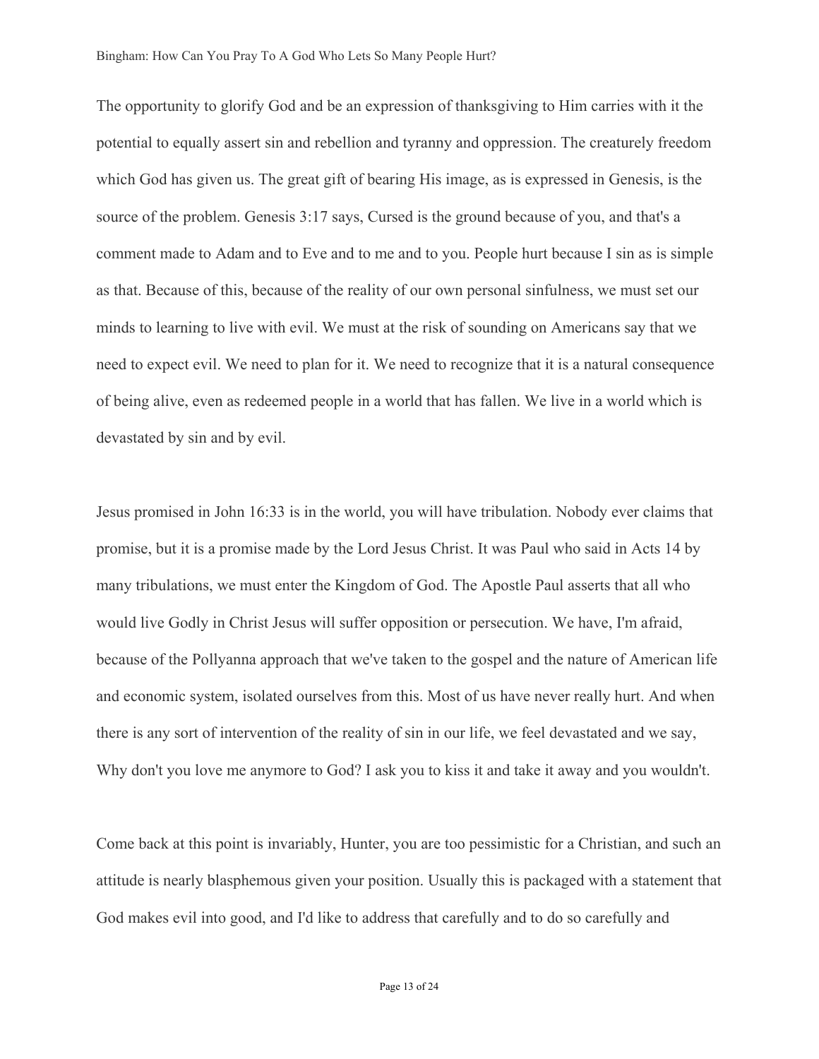The opportunity to glorify God and be an expression of thanksgiving to Him carries with it the potential to equally assert sin and rebellion and tyranny and oppression. The creaturely freedom which God has given us. The great gift of bearing His image, as is expressed in Genesis, is the source of the problem. Genesis 3:17 says, Cursed is the ground because of you, and that's a comment made to Adam and to Eve and to me and to you. People hurt because I sin as is simple as that. Because of this, because of the reality of our own personal sinfulness, we must set our minds to learning to live with evil. We must at the risk of sounding on Americans say that we need to expect evil. We need to plan for it. We need to recognize that it is a natural consequence of being alive, even as redeemed people in a world that has fallen. We live in a world which is devastated by sin and by evil.

Jesus promised in John 16:33 is in the world, you will have tribulation. Nobody ever claims that promise, but it is a promise made by the Lord Jesus Christ. It was Paul who said in Acts 14 by many tribulations, we must enter the Kingdom of God. The Apostle Paul asserts that all who would live Godly in Christ Jesus will suffer opposition or persecution. We have, I'm afraid, because of the Pollyanna approach that we've taken to the gospel and the nature of American life and economic system, isolated ourselves from this. Most of us have never really hurt. And when there is any sort of intervention of the reality of sin in our life, we feel devastated and we say, Why don't you love me anymore to God? I ask you to kiss it and take it away and you wouldn't.

Come back at this point is invariably, Hunter, you are too pessimistic for a Christian, and such an attitude is nearly blasphemous given your position. Usually this is packaged with a statement that God makes evil into good, and I'd like to address that carefully and to do so carefully and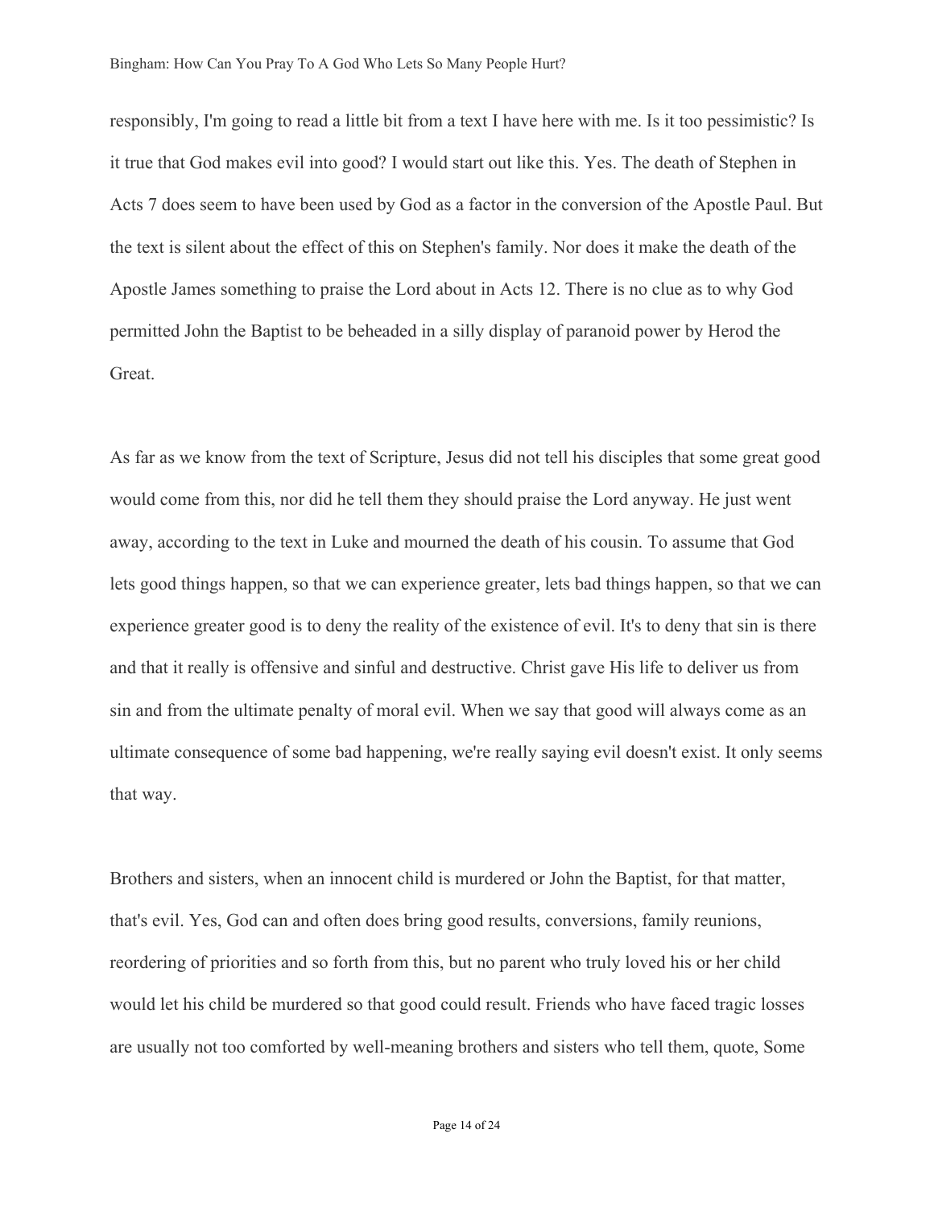responsibly, I'm going to read a little bit from a text I have here with me. Is it too pessimistic? Is it true that God makes evil into good? I would start out like this. Yes. The death of Stephen in Acts 7 does seem to have been used by God as a factor in the conversion of the Apostle Paul. But the text is silent about the effect of this on Stephen's family. Nor does it make the death of the Apostle James something to praise the Lord about in Acts 12. There is no clue as to why God permitted John the Baptist to be beheaded in a silly display of paranoid power by Herod the Great.

As far as we know from the text of Scripture, Jesus did not tell his disciples that some great good would come from this, nor did he tell them they should praise the Lord anyway. He just went away, according to the text in Luke and mourned the death of his cousin. To assume that God lets good things happen, so that we can experience greater, lets bad things happen, so that we can experience greater good is to deny the reality of the existence of evil. It's to deny that sin is there and that it really is offensive and sinful and destructive. Christ gave His life to deliver us from sin and from the ultimate penalty of moral evil. When we say that good will always come as an ultimate consequence of some bad happening, we're really saying evil doesn't exist. It only seems that way.

Brothers and sisters, when an innocent child is murdered or John the Baptist, for that matter, that's evil. Yes, God can and often does bring good results, conversions, family reunions, reordering of priorities and so forth from this, but no parent who truly loved his or her child would let his child be murdered so that good could result. Friends who have faced tragic losses are usually not too comforted by well-meaning brothers and sisters who tell them, quote, Some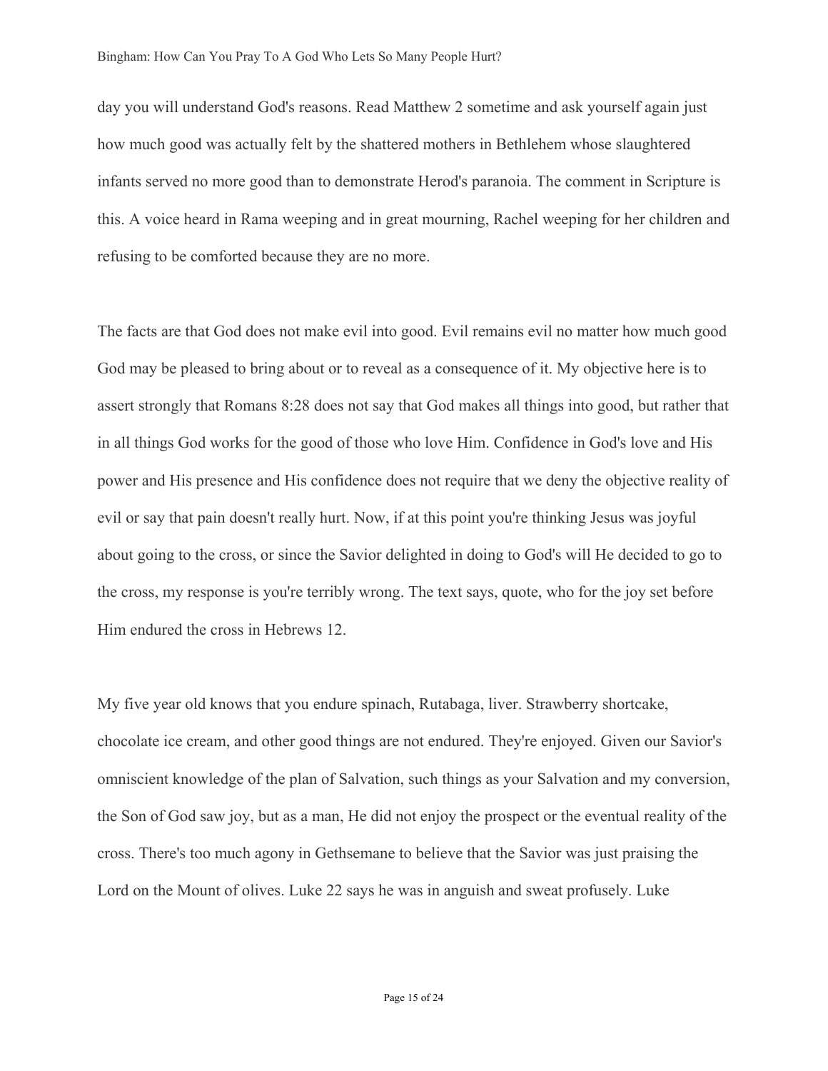day you will understand God's reasons. Read Matthew 2 sometime and ask yourself again just how much good was actually felt by the shattered mothers in Bethlehem whose slaughtered infants served no more good than to demonstrate Herod's paranoia. The comment in Scripture is this. A voice heard in Rama weeping and in great mourning, Rachel weeping for her children and refusing to be comforted because they are no more.

The facts are that God does not make evil into good. Evil remains evil no matter how much good God may be pleased to bring about or to reveal as a consequence of it. My objective here is to assert strongly that Romans 8:28 does not say that God makes all things into good, but rather that in all things God works for the good of those who love Him. Confidence in God's love and His power and His presence and His confidence does not require that we deny the objective reality of evil or say that pain doesn't really hurt. Now, if at this point you're thinking Jesus was joyful about going to the cross, or since the Savior delighted in doing to God's will He decided to go to the cross, my response is you're terribly wrong. The text says, quote, who for the joy set before Him endured the cross in Hebrews 12.

My five year old knows that you endure spinach, Rutabaga, liver. Strawberry shortcake, chocolate ice cream, and other good things are not endured. They're enjoyed. Given our Savior's omniscient knowledge of the plan of Salvation, such things as your Salvation and my conversion, the Son of God saw joy, but as a man, He did not enjoy the prospect or the eventual reality of the cross. There's too much agony in Gethsemane to believe that the Savior was just praising the Lord on the Mount of olives. Luke 22 says he was in anguish and sweat profusely. Luke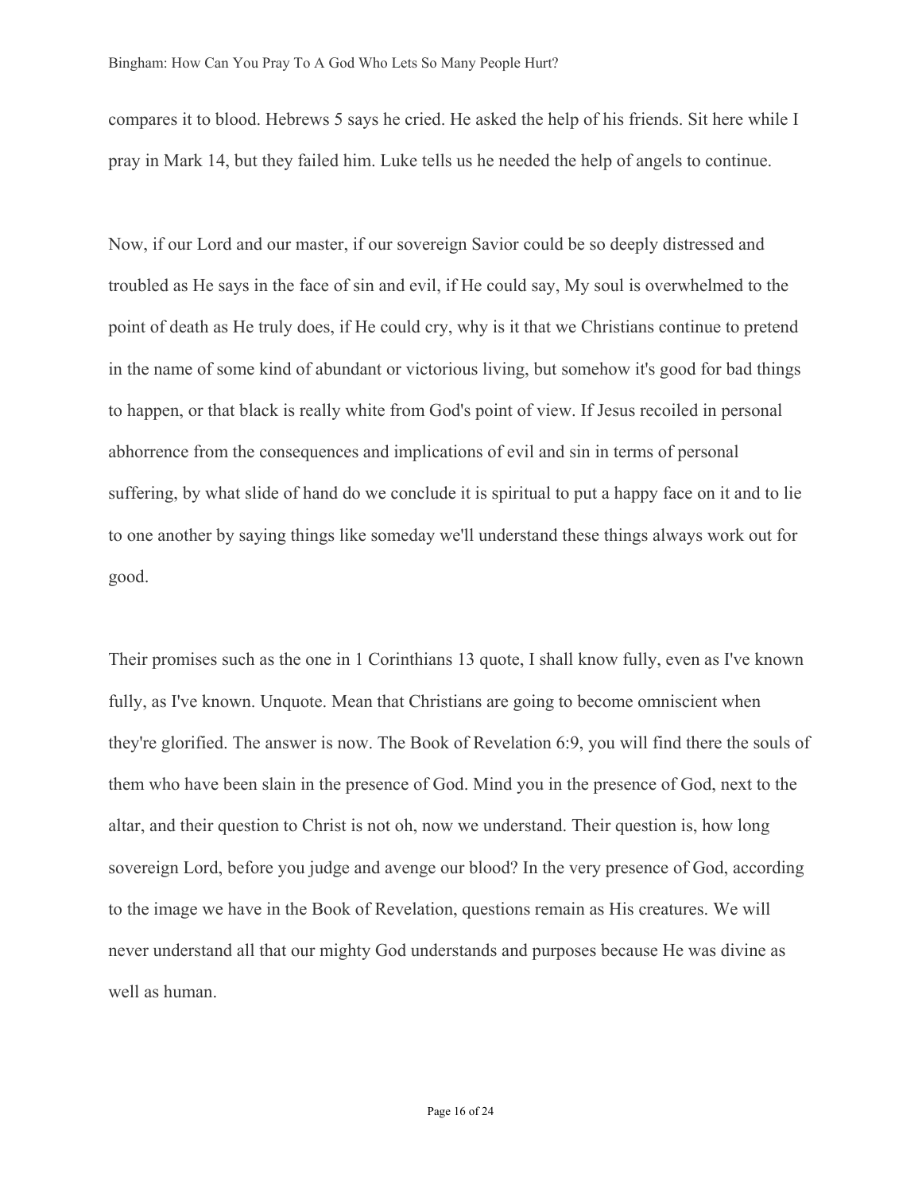compares it to blood. Hebrews 5 says he cried. He asked the help of his friends. Sit here while I pray in Mark 14, but they failed him. Luke tells us he needed the help of angels to continue.

Now, if our Lord and our master, if our sovereign Savior could be so deeply distressed and troubled as He says in the face of sin and evil, if He could say, My soul is overwhelmed to the point of death as He truly does, if He could cry, why is it that we Christians continue to pretend in the name of some kind of abundant or victorious living, but somehow it's good for bad things to happen, or that black is really white from God's point of view. If Jesus recoiled in personal abhorrence from the consequences and implications of evil and sin in terms of personal suffering, by what slide of hand do we conclude it is spiritual to put a happy face on it and to lie to one another by saying things like someday we'll understand these things always work out for good.

Their promises such as the one in 1 Corinthians 13 quote, I shall know fully, even as I've known fully, as I've known. Unquote. Mean that Christians are going to become omniscient when they're glorified. The answer is now. The Book of Revelation 6:9, you will find there the souls of them who have been slain in the presence of God. Mind you in the presence of God, next to the altar, and their question to Christ is not oh, now we understand. Their question is, how long sovereign Lord, before you judge and avenge our blood? In the very presence of God, according to the image we have in the Book of Revelation, questions remain as His creatures. We will never understand all that our mighty God understands and purposes because He was divine as well as human.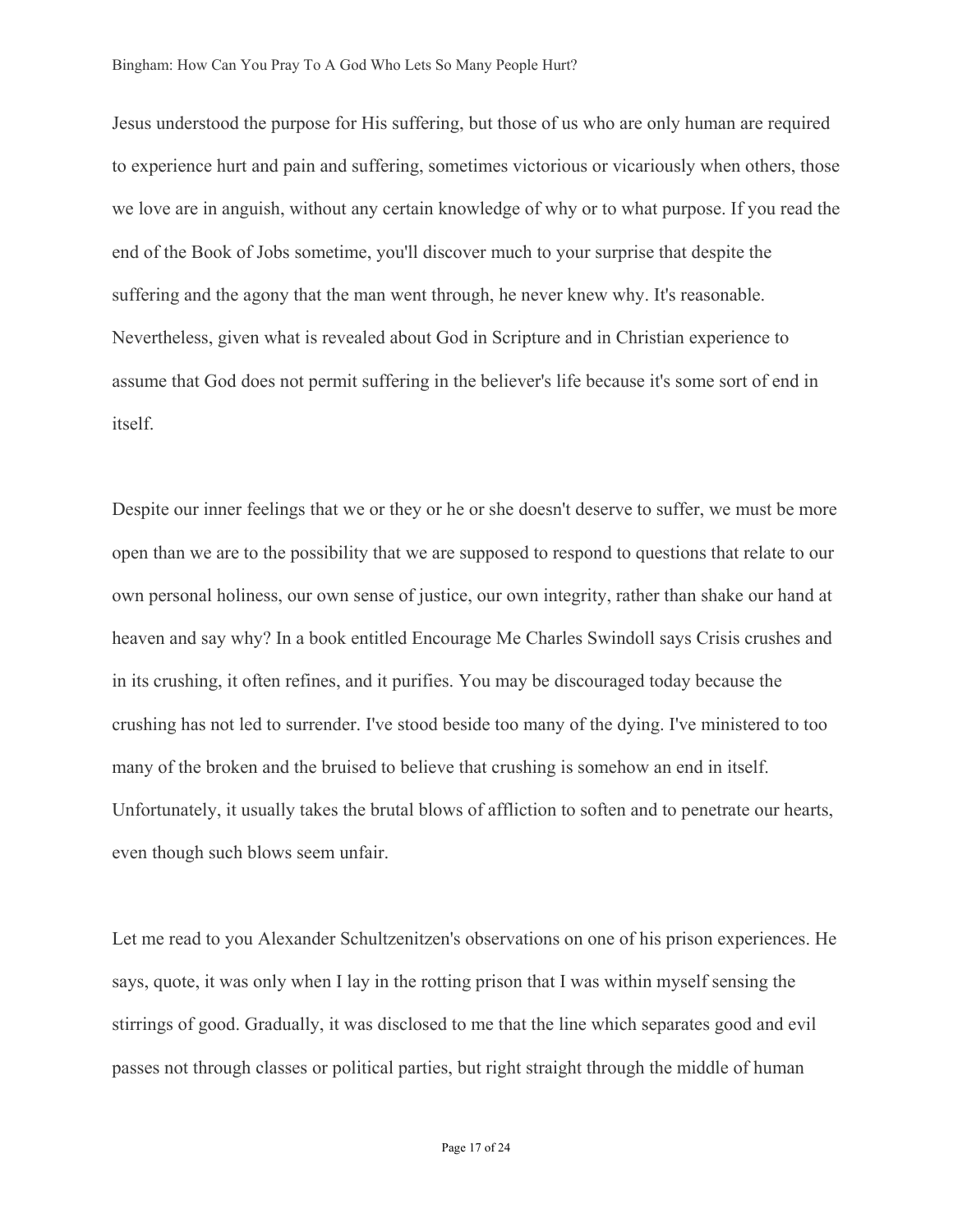Jesus understood the purpose for His suffering, but those of us who are only human are required to experience hurt and pain and suffering, sometimes victorious or vicariously when others, those we love are in anguish, without any certain knowledge of why or to what purpose. If you read the end of the Book of Jobs sometime, you'll discover much to your surprise that despite the suffering and the agony that the man went through, he never knew why. It's reasonable. Nevertheless, given what is revealed about God in Scripture and in Christian experience to assume that God does not permit suffering in the believer's life because it's some sort of end in itself.

Despite our inner feelings that we or they or he or she doesn't deserve to suffer, we must be more open than we are to the possibility that we are supposed to respond to questions that relate to our own personal holiness, our own sense of justice, our own integrity, rather than shake our hand at heaven and say why? In a book entitled Encourage Me Charles Swindoll says Crisis crushes and in its crushing, it often refines, and it purifies. You may be discouraged today because the crushing has not led to surrender. I've stood beside too many of the dying. I've ministered to too many of the broken and the bruised to believe that crushing is somehow an end in itself. Unfortunately, it usually takes the brutal blows of affliction to soften and to penetrate our hearts, even though such blows seem unfair.

Let me read to you Alexander Schultzenitzen's observations on one of his prison experiences. He says, quote, it was only when I lay in the rotting prison that I was within myself sensing the stirrings of good. Gradually, it was disclosed to me that the line which separates good and evil passes not through classes or political parties, but right straight through the middle of human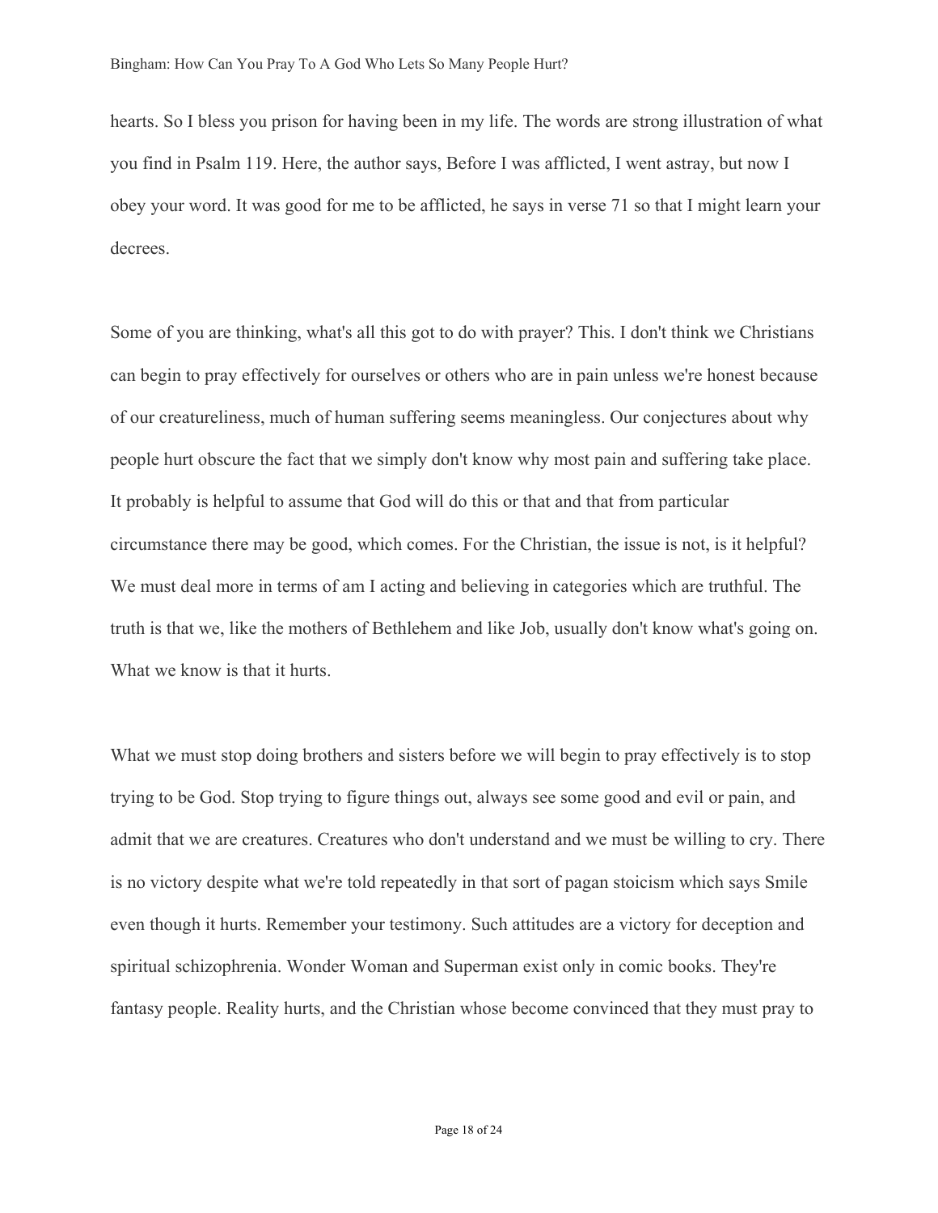hearts. So I bless you prison for having been in my life. The words are strong illustration of what you find in Psalm 119. Here, the author says, Before I was afflicted, I went astray, but now I obey your word. It was good for me to be afflicted, he says in verse 71 so that I might learn your decrees.

Some of you are thinking, what's all this got to do with prayer? This. I don't think we Christians can begin to pray effectively for ourselves or others who are in pain unless we're honest because of our creatureliness, much of human suffering seems meaningless. Our conjectures about why people hurt obscure the fact that we simply don't know why most pain and suffering take place. It probably is helpful to assume that God will do this or that and that from particular circumstance there may be good, which comes. For the Christian, the issue is not, is it helpful? We must deal more in terms of am I acting and believing in categories which are truthful. The truth is that we, like the mothers of Bethlehem and like Job, usually don't know what's going on. What we know is that it hurts.

What we must stop doing brothers and sisters before we will begin to pray effectively is to stop trying to be God. Stop trying to figure things out, always see some good and evil or pain, and admit that we are creatures. Creatures who don't understand and we must be willing to cry. There is no victory despite what we're told repeatedly in that sort of pagan stoicism which says Smile even though it hurts. Remember your testimony. Such attitudes are a victory for deception and spiritual schizophrenia. Wonder Woman and Superman exist only in comic books. They're fantasy people. Reality hurts, and the Christian whose become convinced that they must pray to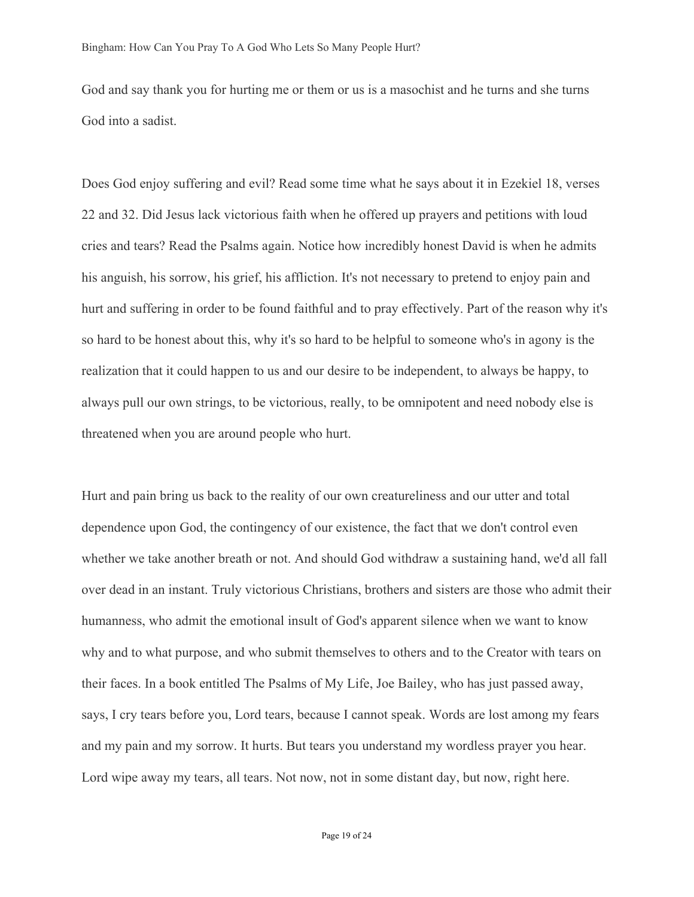God and say thank you for hurting me or them or us is a masochist and he turns and she turns God into a sadist.

Does God enjoy suffering and evil? Read some time what he says about it in Ezekiel 18, verses 22 and 32. Did Jesus lack victorious faith when he offered up prayers and petitions with loud cries and tears? Read the Psalms again. Notice how incredibly honest David is when he admits his anguish, his sorrow, his grief, his affliction. It's not necessary to pretend to enjoy pain and hurt and suffering in order to be found faithful and to pray effectively. Part of the reason why it's so hard to be honest about this, why it's so hard to be helpful to someone who's in agony is the realization that it could happen to us and our desire to be independent, to always be happy, to always pull our own strings, to be victorious, really, to be omnipotent and need nobody else is threatened when you are around people who hurt.

Hurt and pain bring us back to the reality of our own creatureliness and our utter and total dependence upon God, the contingency of our existence, the fact that we don't control even whether we take another breath or not. And should God withdraw a sustaining hand, we'd all fall over dead in an instant. Truly victorious Christians, brothers and sisters are those who admit their humanness, who admit the emotional insult of God's apparent silence when we want to know why and to what purpose, and who submit themselves to others and to the Creator with tears on their faces. In a book entitled The Psalms of My Life, Joe Bailey, who has just passed away, says, I cry tears before you, Lord tears, because I cannot speak. Words are lost among my fears and my pain and my sorrow. It hurts. But tears you understand my wordless prayer you hear. Lord wipe away my tears, all tears. Not now, not in some distant day, but now, right here.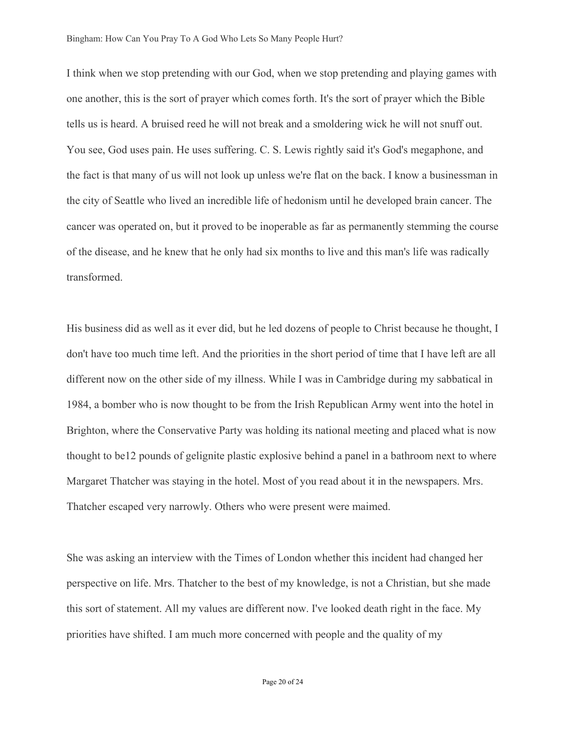I think when we stop pretending with our God, when we stop pretending and playing games with one another, this is the sort of prayer which comes forth. It's the sort of prayer which the Bible tells us is heard. A bruised reed he will not break and a smoldering wick he will not snuff out. You see, God uses pain. He uses suffering. C. S. Lewis rightly said it's God's megaphone, and the fact is that many of us will not look up unless we're flat on the back. I know a businessman in the city of Seattle who lived an incredible life of hedonism until he developed brain cancer. The cancer was operated on, but it proved to be inoperable as far as permanently stemming the course of the disease, and he knew that he only had six months to live and this man's life was radically transformed.

His business did as well as it ever did, but he led dozens of people to Christ because he thought, I don't have too much time left. And the priorities in the short period of time that I have left are all different now on the other side of my illness. While I was in Cambridge during my sabbatical in 1984, a bomber who is now thought to be from the Irish Republican Army went into the hotel in Brighton, where the Conservative Party was holding its national meeting and placed what is now thought to be12 pounds of gelignite plastic explosive behind a panel in a bathroom next to where Margaret Thatcher was staying in the hotel. Most of you read about it in the newspapers. Mrs. Thatcher escaped very narrowly. Others who were present were maimed.

She was asking an interview with the Times of London whether this incident had changed her perspective on life. Mrs. Thatcher to the best of my knowledge, is not a Christian, but she made this sort of statement. All my values are different now. I've looked death right in the face. My priorities have shifted. I am much more concerned with people and the quality of my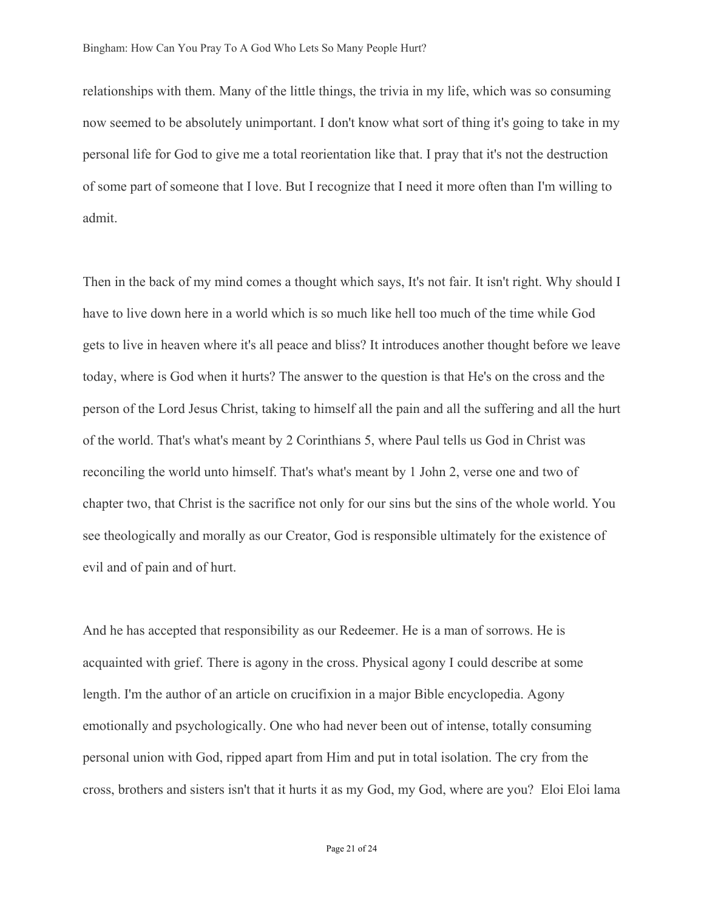relationships with them. Many of the little things, the trivia in my life, which was so consuming now seemed to be absolutely unimportant. I don't know what sort of thing it's going to take in my personal life for God to give me a total reorientation like that. I pray that it's not the destruction of some part of someone that I love. But I recognize that I need it more often than I'm willing to admit.

Then in the back of my mind comes a thought which says, It's not fair. It isn't right. Why should I have to live down here in a world which is so much like hell too much of the time while God gets to live in heaven where it's all peace and bliss? It introduces another thought before we leave today, where is God when it hurts? The answer to the question is that He's on the cross and the person of the Lord Jesus Christ, taking to himself all the pain and all the suffering and all the hurt of the world. That's what's meant by 2 Corinthians 5, where Paul tells us God in Christ was reconciling the world unto himself. That's what's meant by 1 John 2, verse one and two of chapter two, that Christ is the sacrifice not only for our sins but the sins of the whole world. You see theologically and morally as our Creator, God is responsible ultimately for the existence of evil and of pain and of hurt.

And he has accepted that responsibility as our Redeemer. He is a man of sorrows. He is acquainted with grief. There is agony in the cross. Physical agony I could describe at some length. I'm the author of an article on crucifixion in a major Bible encyclopedia. Agony emotionally and psychologically. One who had never been out of intense, totally consuming personal union with God, ripped apart from Him and put in total isolation. The cry from the cross, brothers and sisters isn't that it hurts it as my God, my God, where are you?  Eloi Eloi lama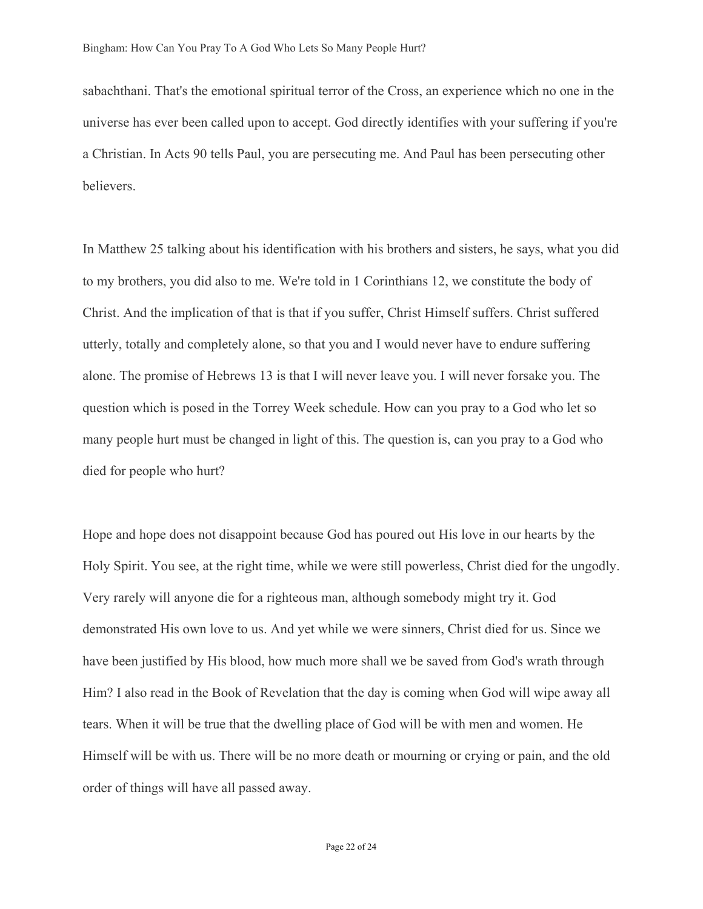sabachthani. That's the emotional spiritual terror of the Cross, an experience which no one in the universe has ever been called upon to accept. God directly identifies with your suffering if you're a Christian. In Acts 90 tells Paul, you are persecuting me. And Paul has been persecuting other believers.

In Matthew 25 talking about his identification with his brothers and sisters, he says, what you did to my brothers, you did also to me. We're told in 1 Corinthians 12, we constitute the body of Christ. And the implication of that is that if you suffer, Christ Himself suffers. Christ suffered utterly, totally and completely alone, so that you and I would never have to endure suffering alone. The promise of Hebrews 13 is that I will never leave you. I will never forsake you. The question which is posed in the Torrey Week schedule. How can you pray to a God who let so many people hurt must be changed in light of this. The question is, can you pray to a God who died for people who hurt?

Hope and hope does not disappoint because God has poured out His love in our hearts by the Holy Spirit. You see, at the right time, while we were still powerless, Christ died for the ungodly. Very rarely will anyone die for a righteous man, although somebody might try it. God demonstrated His own love to us. And yet while we were sinners, Christ died for us. Since we have been justified by His blood, how much more shall we be saved from God's wrath through Him? I also read in the Book of Revelation that the day is coming when God will wipe away all tears. When it will be true that the dwelling place of God will be with men and women. He Himself will be with us. There will be no more death or mourning or crying or pain, and the old order of things will have all passed away.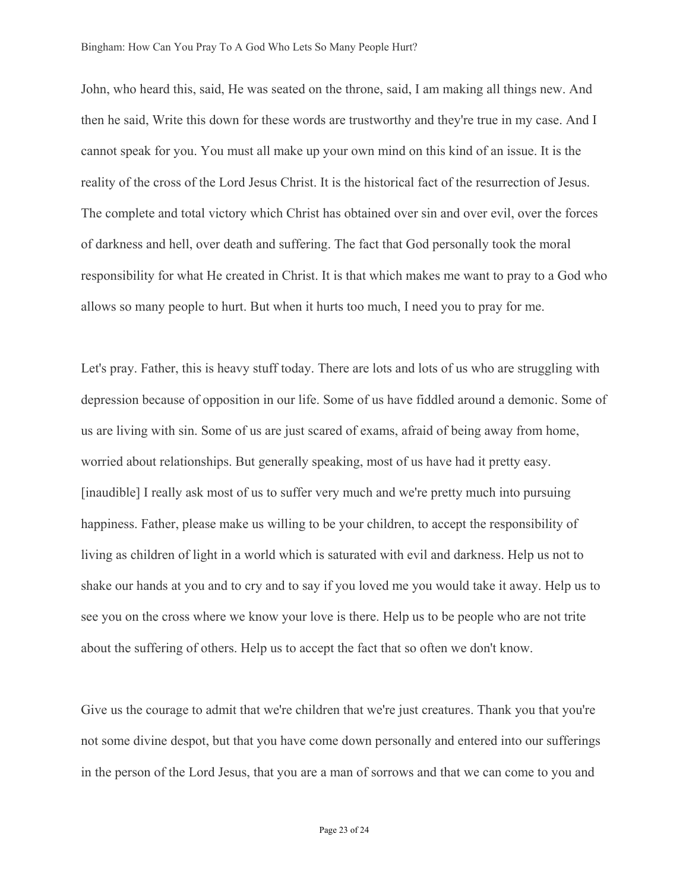John, who heard this, said, He was seated on the throne, said, I am making all things new. And then he said, Write this down for these words are trustworthy and they're true in my case. And I cannot speak for you. You must all make up your own mind on this kind of an issue. It is the reality of the cross of the Lord Jesus Christ. It is the historical fact of the resurrection of Jesus. The complete and total victory which Christ has obtained over sin and over evil, over the forces of darkness and hell, over death and suffering. The fact that God personally took the moral responsibility for what He created in Christ. It is that which makes me want to pray to a God who allows so many people to hurt. But when it hurts too much, I need you to pray for me.

Let's pray. Father, this is heavy stuff today. There are lots and lots of us who are struggling with depression because of opposition in our life. Some of us have fiddled around a demonic. Some of us are living with sin. Some of us are just scared of exams, afraid of being away from home, worried about relationships. But generally speaking, most of us have had it pretty easy. [inaudible] I really ask most of us to suffer very much and we're pretty much into pursuing happiness. Father, please make us willing to be your children, to accept the responsibility of living as children of light in a world which is saturated with evil and darkness. Help us not to shake our hands at you and to cry and to say if you loved me you would take it away. Help us to see you on the cross where we know your love is there. Help us to be people who are not trite about the suffering of others. Help us to accept the fact that so often we don't know.

Give us the courage to admit that we're children that we're just creatures. Thank you that you're not some divine despot, but that you have come down personally and entered into our sufferings in the person of the Lord Jesus, that you are a man of sorrows and that we can come to you and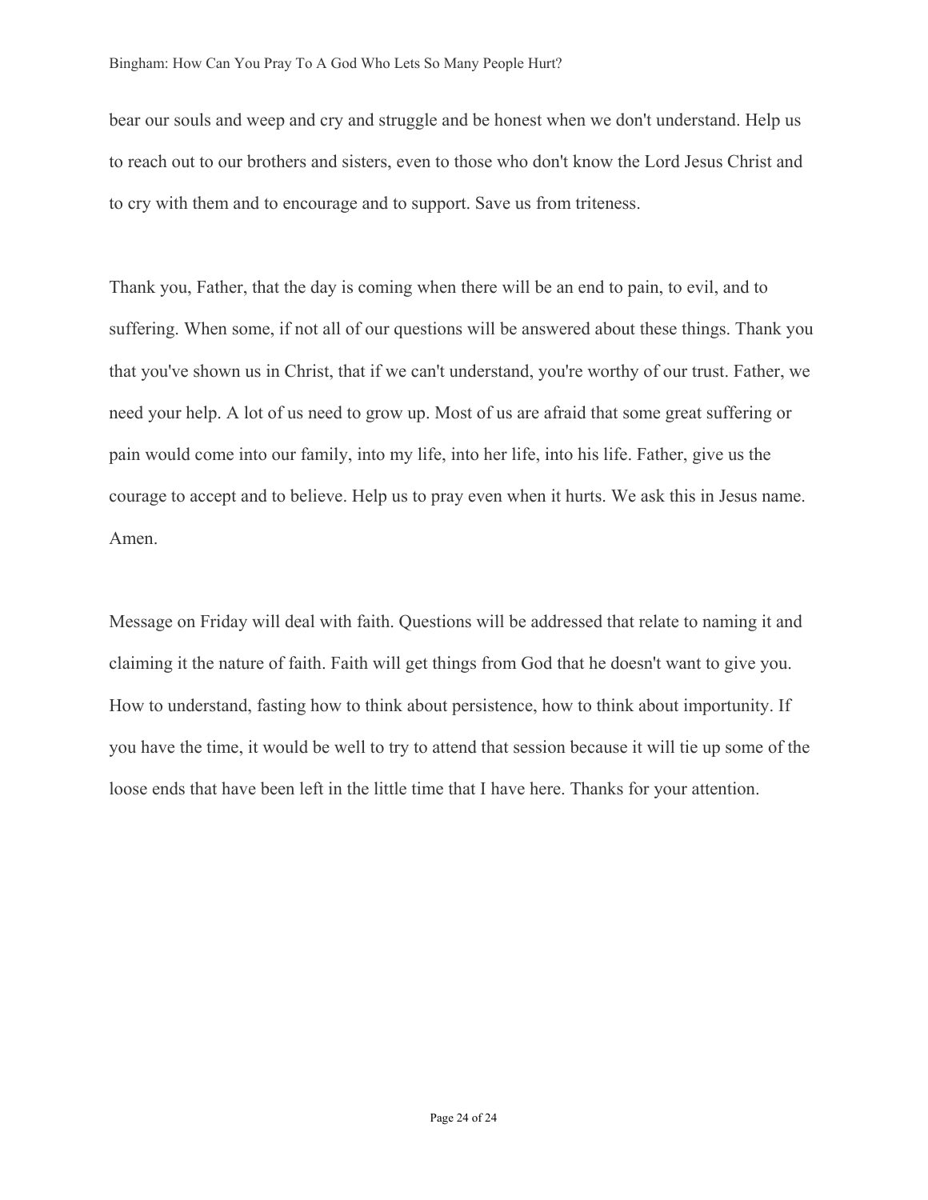bear our souls and weep and cry and struggle and be honest when we don't understand. Help us to reach out to our brothers and sisters, even to those who don't know the Lord Jesus Christ and to cry with them and to encourage and to support. Save us from triteness.

Thank you, Father, that the day is coming when there will be an end to pain, to evil, and to suffering. When some, if not all of our questions will be answered about these things. Thank you that you've shown us in Christ, that if we can't understand, you're worthy of our trust. Father, we need your help. A lot of us need to grow up. Most of us are afraid that some great suffering or pain would come into our family, into my life, into her life, into his life. Father, give us the courage to accept and to believe. Help us to pray even when it hurts. We ask this in Jesus name. Amen.

Message on Friday will deal with faith. Questions will be addressed that relate to naming it and claiming it the nature of faith. Faith will get things from God that he doesn't want to give you. How to understand, fasting how to think about persistence, how to think about importunity. If you have the time, it would be well to try to attend that session because it will tie up some of the loose ends that have been left in the little time that I have here. Thanks for your attention.